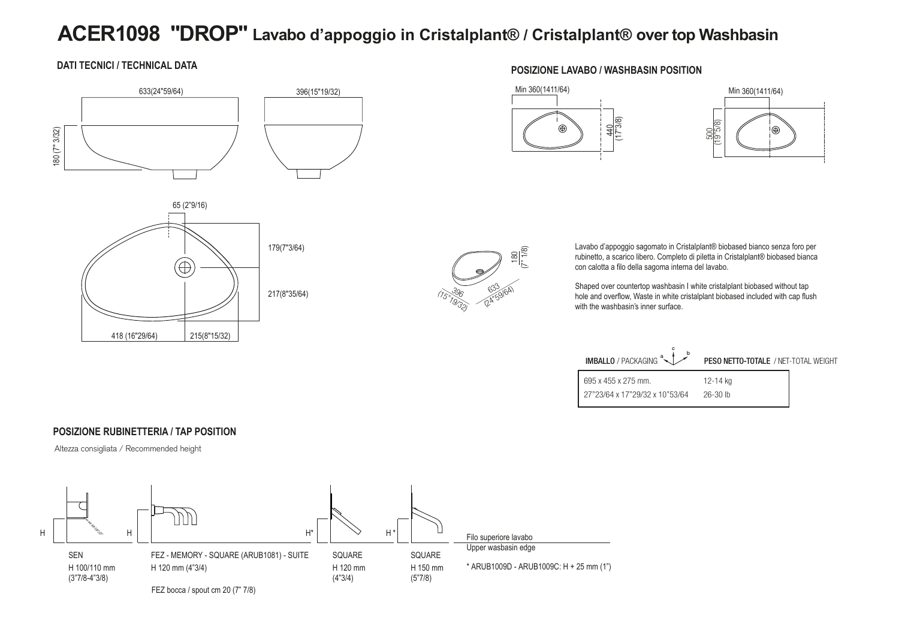# ACER1098 "DROP" Lavabo d'appoggio in Cristalplant® / Cristalplant® over top Washbasin

## DATI TECNICI / TECHNICAL DATA

633(24"59/64)

396(15"19/32)

180 (7" 3/32)

65 (2"9/16)

179(7"3/64)

217(8"35/64)

418 (16"29/64)

215(8"15/32)

180 (7" 1/8)

396 (15"19/32)

633 (24"59/64)

## POSIZIONE LAVABO / WASHBASIN POSITION

Min 360(1411/64)

440 (17"3/8)

Min 360(1411/64)

500 (19"5/8)

Lavabo d'appoggio sagomato in Cristalplant® biobased bianco senza foro per rubinetto, a scarico libero. Completo di piletta in Cristalplant® biobased bianca con calotta a filo della sagoma interna del lavabo.

Shaped over countertop washbasin I white cristalplant biobased without tap hole and overflow, Waste in white cristalplant biobased included with cap flush with the washbasin's inner surface.

| **IMBALLO** / PACKAGING | **PESO NETTO-TOTALE** / NET-TOTAL WEIGHT |
|---|---|
| 695 x 455 x 275 mm. | 12-14 kg |
| 27"23/64 x 17"29/32 x 10"53/64 | 26-30 lb |

## POSIZIONE RUBINETTERIA / TAP POSITION

Altezza consigliata / Recommended height

H

SEN
H 100/110 mm
(3"7/8-4"3/8)

H

FEZ - MEMORY - SQUARE (ARUB1081) - SUITE
H 120 mm (4"3/4)

FEZ bocca / spout cm 20 (7" 7/8)

H*

SQUARE
H 120 mm
(4"3/4)

H *

SQUARE
H 150 mm
(5"7/8)

Filo superiore lavabo
Upper wasbasin edge

\* ARUB1009D - ARUB1009C: H + 25 mm (1")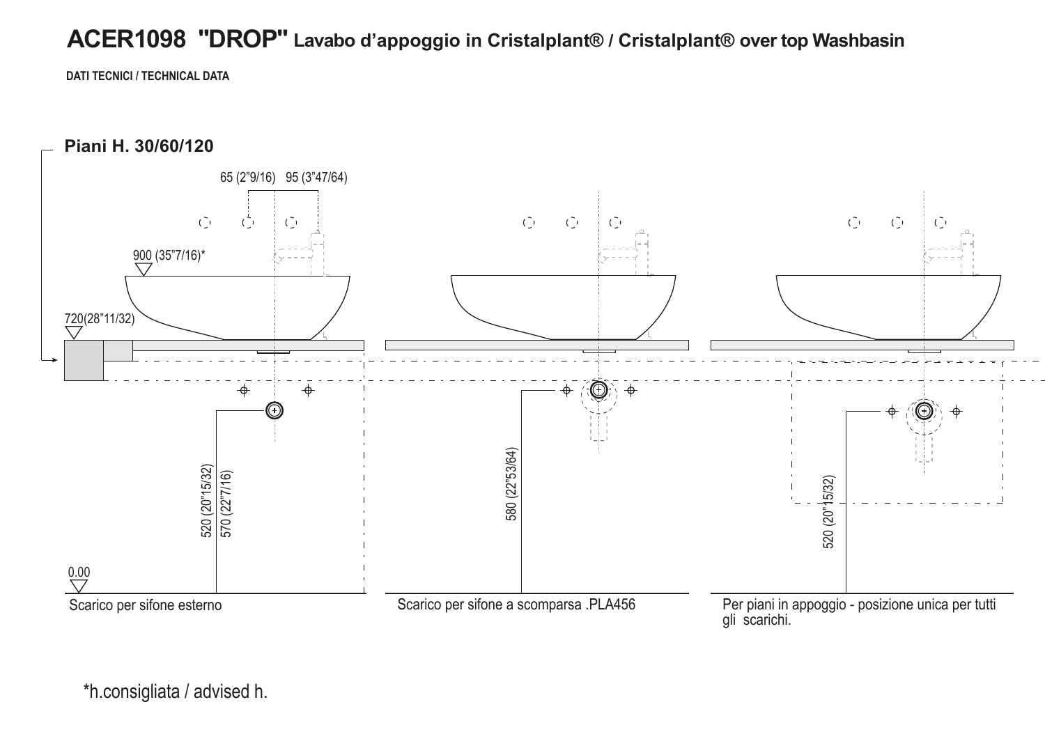# ACER1098 "DROP" Lavabo d'appoggio in Cristalplant® / Cristalplant® over top Washbasin

DATI TECNICI / TECHNICAL DATA

**Piani H. 30/60/120**

65 (2"9/16) 95 (3"47/64)

900 (35"7/16)*

720(28"11/32)

520 (20"15/32)

570 (22"7/16)

0.00

Scarico per sifone esterno

580 (22"53/64)

Scarico per sifone a scomparsa .PLA456

520 (20"15/32)

Per piani in appoggio - posizione unica per tutti gli scarichi.

*h.consigliata / advised h.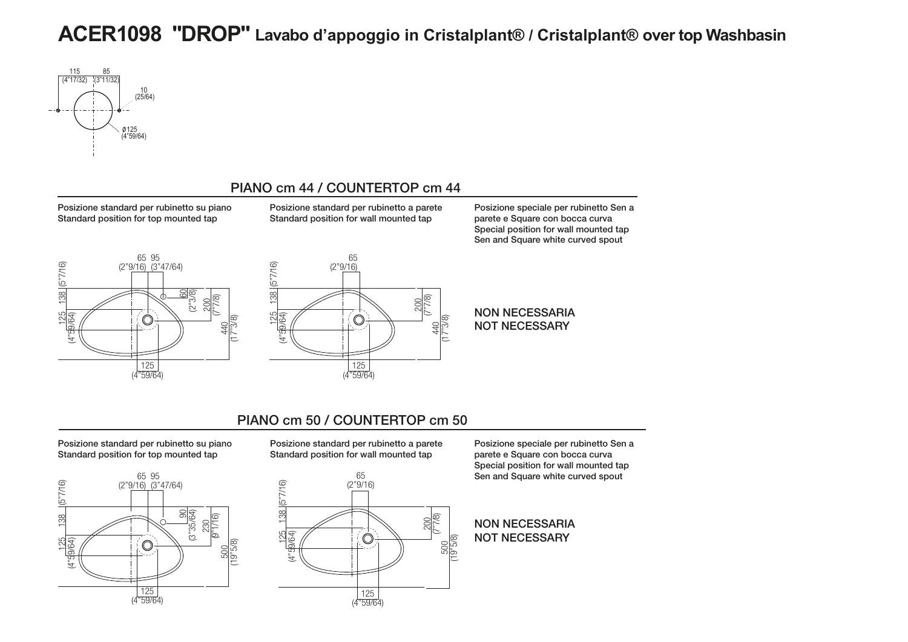# ACER1098 "DROP" Lavabo d'appoggio in Cristalplant® / Cristalplant® over top Washbasin

115 (4"17/32) 85 (3"11/32)
10 (25/64)
ø125 (4"59/64)

## PIANO cm 44 / COUNTERTOP cm 44

**Posizione standard per rubinetto su piano**
**Standard position for top mounted tap**

65 95
(2"9/16) (3"47/64)
138 (5"7/16)
125 (4"59/64)
60 (2"3/8)
200 (7"7/8)
440 (17"3/8)
125 (4"59/64)

**Posizione standard per rubinetto a parete**
**Standard position for wall mounted tap**

65 (2"9/16)
138 (5"7/16)
125 (4"59/64)
200 (7"7/8)
440 (17"3/8)
125 (4"59/64)

**Posizione speciale per rubinetto Sen a parete e Square con bocca curva**
**Special position for wall mounted tap Sen and Square white curved spout**

NON NECESSARIA
NOT NECESSARY

## PIANO cm 50 / COUNTERTOP cm 50

**Posizione standard per rubinetto su piano**
**Standard position for top mounted tap**

65 95
(2"9/16) (3"47/64)
138 (5"7/16)
125 (4"59/64)
90 (3"35/64)
230 (9"1/16)
500 (19"5/8)
125 (4"59/64)

**Posizione standard per rubinetto a parete**
**Standard position for wall mounted tap**

65 (2"9/16)
138 (5"7/16)
125 (4"59/64)
200 (7"7/8)
500 (19"5/8)
125 (4"59/64)

**Posizione speciale per rubinetto Sen a parete e Square con bocca curva**
**Special position for wall mounted tap Sen and Square white curved spout**

NON NECESSARIA
NOT NECESSARY